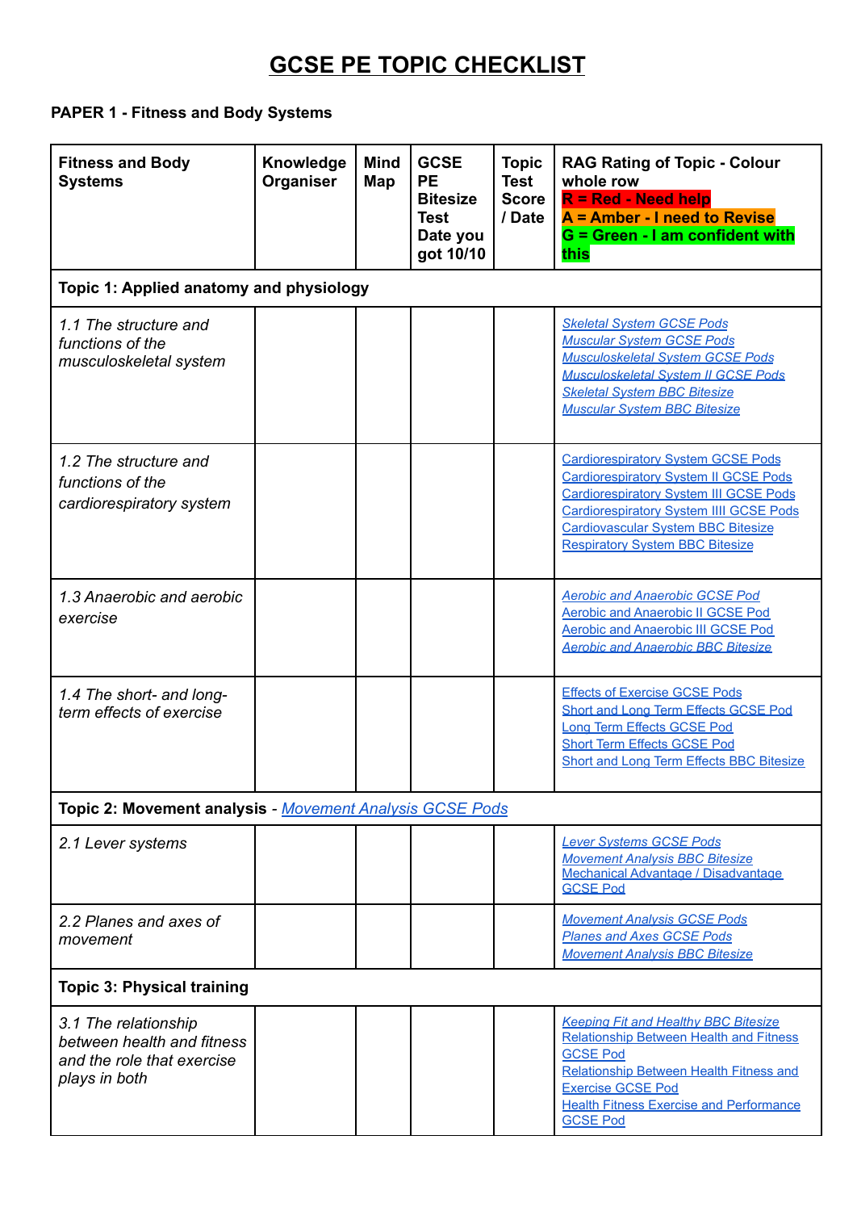# GCSE PE TOPIC CHECKLIST

**PAPER 1 - Fitness and Body Systems**

| **Fitness and Body Systems** | **Knowledge Organiser** | **Mind Map** | **GCSE PE Bitesize Test Date you got 10/10** | **Topic Test Score / Date** | **RAG Rating of Topic - Colour whole row** **R = Red - Need help** **A = Amber - I need to Revise** **G = Green - I am confident with this** |
|---|---|---|---|---|---|
| **Topic 1: Applied anatomy and physiology** | | | | | |
| *1.1 The structure and functions of the musculoskeletal system* | | | | | *Skeletal System GCSE Pods* *Muscular System GCSE Pods* *Musculoskeletal System GCSE Pods* *Musculoskeletal System II GCSE Pods* *Skeletal System BBC Bitesize* *Muscular System BBC Bitesize* |
| *1.2 The structure and functions of the cardiorespiratory system* | | | | | Cardiorespiratory System GCSE Pods Cardiorespiratory System II GCSE Pods Cardiorespiratory System III GCSE Pods Cardiorespiratory System IIII GCSE Pods Cardiovascular System BBC Bitesize Respiratory System BBC Bitesize |
| *1.3 Anaerobic and aerobic exercise* | | | | | *Aerobic and Anaerobic GCSE Pod* Aerobic and Anaerobic II GCSE Pod Aerobic and Anaerobic III GCSE Pod *Aerobic and Anaerobic BBC Bitesize* |
| *1.4 The short- and long-term effects of exercise* | | | | | Effects of Exercise GCSE Pods Short and Long Term Effects GCSE Pod Long Term Effects GCSE Pod Short Term Effects GCSE Pod Short and Long Term Effects BBC Bitesize |
| **Topic 2: Movement analysis** - *Movement Analysis GCSE Pods* | | | | | |
| *2.1 Lever systems* | | | | | *Lever Systems GCSE Pods* *Movement Analysis BBC Bitesize* Mechanical Advantage / Disadvantage GCSE Pod |
| *2.2 Planes and axes of movement* | | | | | *Movement Analysis GCSE Pods* *Planes and Axes GCSE Pods* *Movement Analysis BBC Bitesize* |
| **Topic 3: Physical training** | | | | | |
| *3.1 The relationship between health and fitness and the role that exercise plays in both* | | | | | *Keeping Fit and Healthy BBC Bitesize* Relationship Between Health and Fitness GCSE Pod Relationship Between Health Fitness and Exercise GCSE Pod Health Fitness Exercise and Performance GCSE Pod |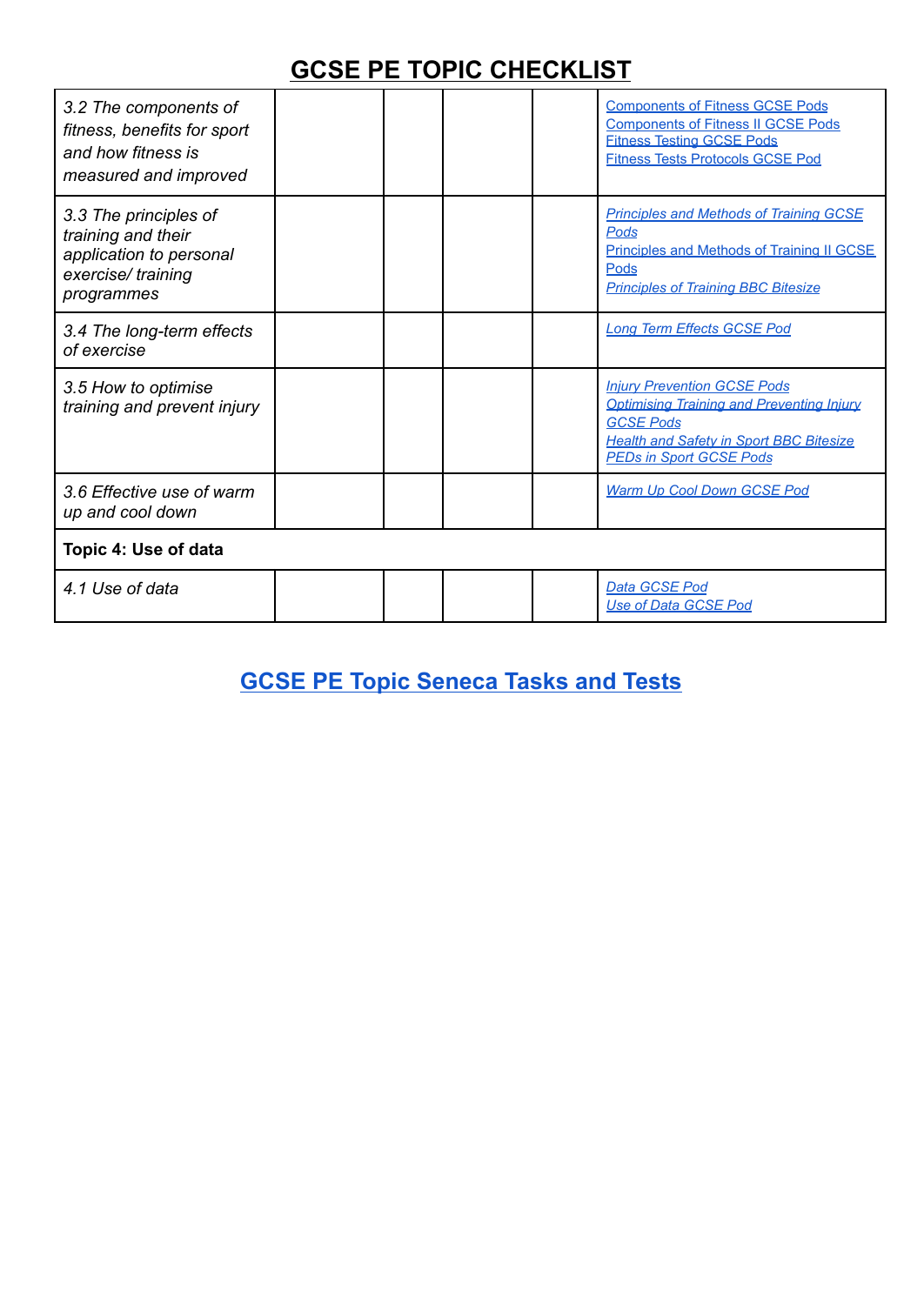# GCSE PE TOPIC CHECKLIST

| | | | | | |
|---|---|---|---|---|---|
| *3.2 The components of fitness, benefits for sport and how fitness is measured and improved* | | | | | [Components of Fitness GCSE Pods]() [Components of Fitness II GCSE Pods]() [Fitness Testing GCSE Pods]() [Fitness Tests Protocols GCSE Pod]() |
| *3.3 The principles of training and their application to personal exercise/ training programmes* | | | | | *[Principles and Methods of Training GCSE Pods]()* [Principles and Methods of Training II GCSE Pods]() *[Principles of Training BBC Bitesize]()* |
| *3.4 The long-term effects of exercise* | | | | | *[Long Term Effects GCSE Pod]()* |
| *3.5 How to optimise training and prevent injury* | | | | | *[Injury Prevention GCSE Pods]()* *[Optimising Training and Preventing Injury GCSE Pods]()* *[Health and Safety in Sport BBC Bitesize]()* *[PEDs in Sport GCSE Pods]()* |
| *3.6 Effective use of warm up and cool down* | | | | | *[Warm Up Cool Down GCSE Pod]()* |
| **Topic 4: Use of data** | | | | | |
| *4.1 Use of data* | | | | | *[Data GCSE Pod]()* *[Use of Data GCSE Pod]()* |

## [GCSE PE Topic Seneca Tasks and Tests]()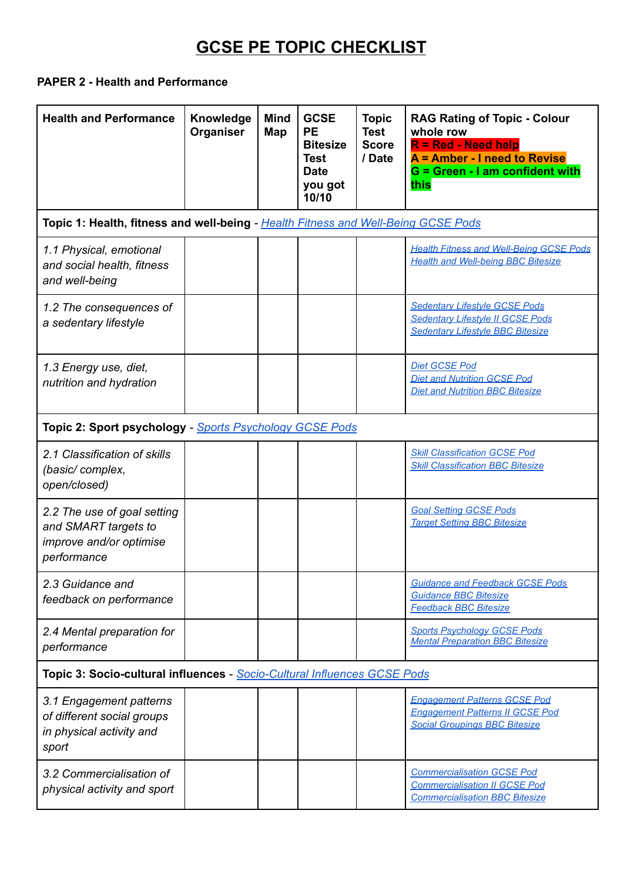# GCSE PE TOPIC CHECKLIST

**PAPER 2 - Health and Performance**

| Health and Performance | Knowledge Organiser | Mind Map | GCSE PE Bitesize Test Date you got 10/10 | Topic Test Score / Date | RAG Rating of Topic - Colour whole row<br>R = Red - Need help<br>A = Amber - I need to Revise<br>G = Green - I am confident with this |
|---|---|---|---|---|---|
| **Topic 1: Health, fitness and well-being** - Health Fitness and Well-Being GCSE Pods | | | | | |
| *1.1 Physical, emotional and social health, fitness and well-being* | | | | | Health Fitness and Well-Being GCSE Pods<br>Health and Well-being BBC Bitesize |
| *1.2 The consequences of a sedentary lifestyle* | | | | | Sedentary Lifestyle GCSE Pods<br>Sedentary Lifestyle II GCSE Pods<br>Sedentary Lifestyle BBC Bitesize |
| *1.3 Energy use, diet, nutrition and hydration* | | | | | Diet GCSE Pod<br>Diet and Nutrition GCSE Pod<br>Diet and Nutrition BBC Bitesize |
| **Topic 2: Sport psychology** - Sports Psychology GCSE Pods | | | | | |
| *2.1 Classification of skills (basic/ complex, open/closed)* | | | | | Skill Classification GCSE Pod<br>Skill Classification BBC Bitesize |
| *2.2 The use of goal setting and SMART targets to improve and/or optimise performance* | | | | | Goal Setting GCSE Pods<br>Target Setting BBC Bitesize |
| *2.3 Guidance and feedback on performance* | | | | | Guidance and Feedback GCSE Pods<br>Guidance BBC Bitesize<br>Feedback BBC Bitesize |
| *2.4 Mental preparation for performance* | | | | | Sports Psychology GCSE Pods<br>Mental Preparation BBC Bitesize |
| **Topic 3: Socio-cultural influences** - Socio-Cultural Influences GCSE Pods | | | | | |
| *3.1 Engagement patterns of different social groups in physical activity and sport* | | | | | Engagement Patterns GCSE Pod<br>Engagement Patterns II GCSE Pod<br>Social Groupings BBC Bitesize |
| *3.2 Commercialisation of physical activity and sport* | | | | | Commercialisation GCSE Pod<br>Commercialisation II GCSE Pod<br>Commercialisation BBC Bitesize |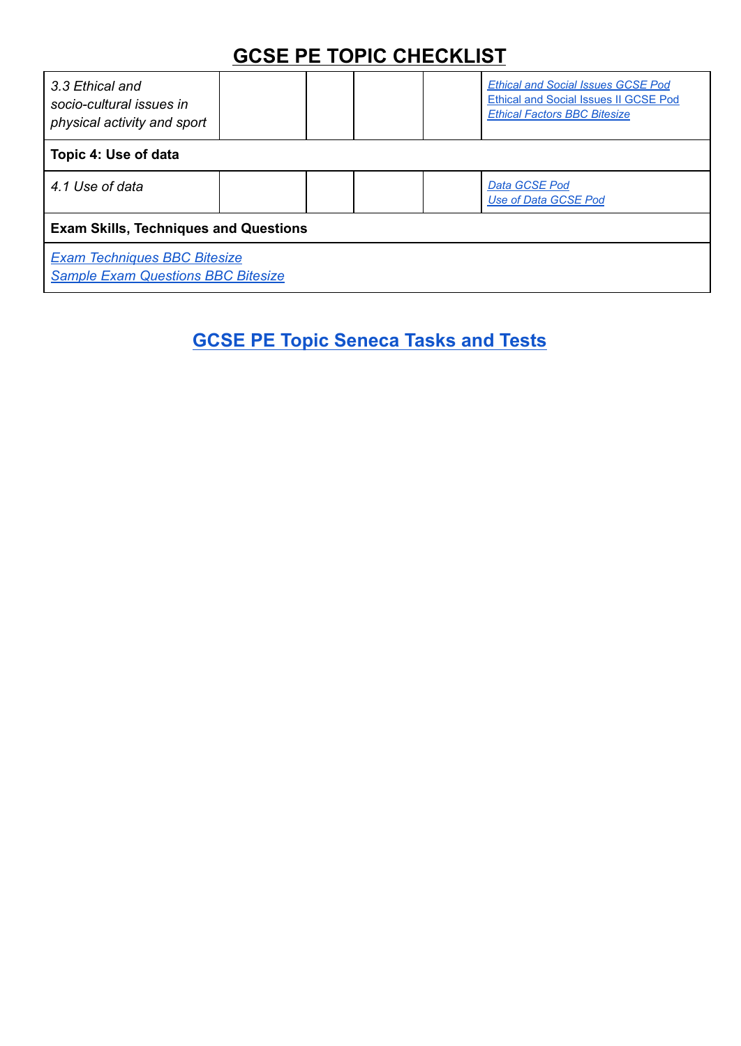# GCSE PE TOPIC CHECKLIST

| | | | | | |
|---|---|---|---|---|---|
| *3.3 Ethical and socio-cultural issues in physical activity and sport* | | | | | *Ethical and Social Issues GCSE Pod*<br>Ethical and Social Issues II GCSE Pod<br>*Ethical Factors BBC Bitesize* |
| **Topic 4: Use of data** | | | | | |
| *4.1 Use of data* | | | | | *Data GCSE Pod*<br>*Use of Data GCSE Pod* |
| **Exam Skills, Techniques and Questions** | | | | | |
| *Exam Techniques BBC Bitesize*<br>*Sample Exam Questions BBC Bitesize* | | | | | |

## GCSE PE Topic Seneca Tasks and Tests